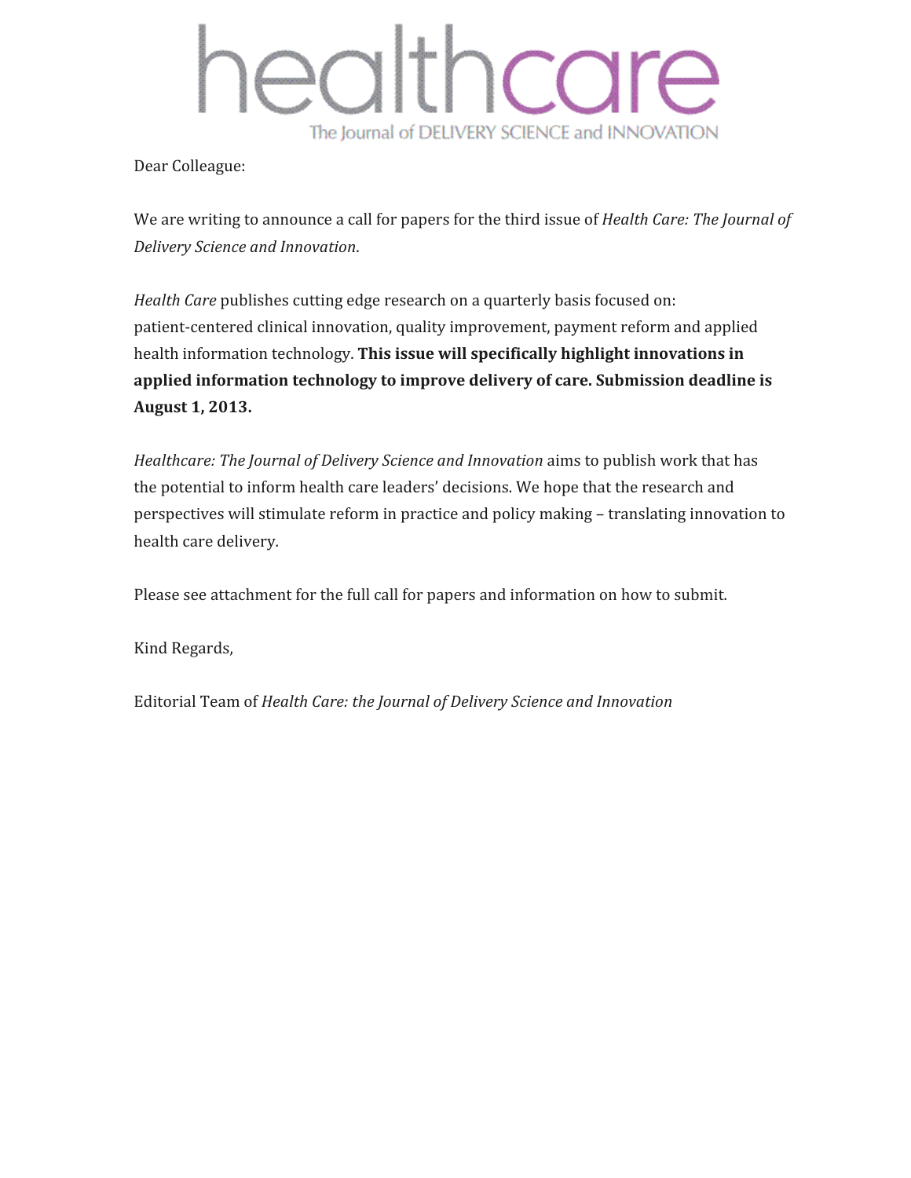# healthcare

The Journal of DELIVERY SCIENCE and INNOVATION

Dear Colleague:

We are writing to announce a call for papers for the third issue of *Health Care: The Journal of Delivery Science and Innovation*.

*Health Care* publishes cutting edge research on a quarterly basis focused on: patient-centered clinical innovation, quality improvement, payment reform and applied health information technology. **This issue will specifically highlight innovations in applied information technology to improve delivery of care. Submission deadline is August 1, 2013.**

*Healthcare: The Journal of Delivery Science and Innovation* aims to publish work that has the potential to inform health care leaders' decisions. We hope that the research and perspectives will stimulate reform in practice and policy making – translating innovation to health care delivery.

Please see attachment for the full call for papers and information on how to submit.

Kind Regards,

Editorial Team of *Health Care: the Journal of Delivery Science and Innovation*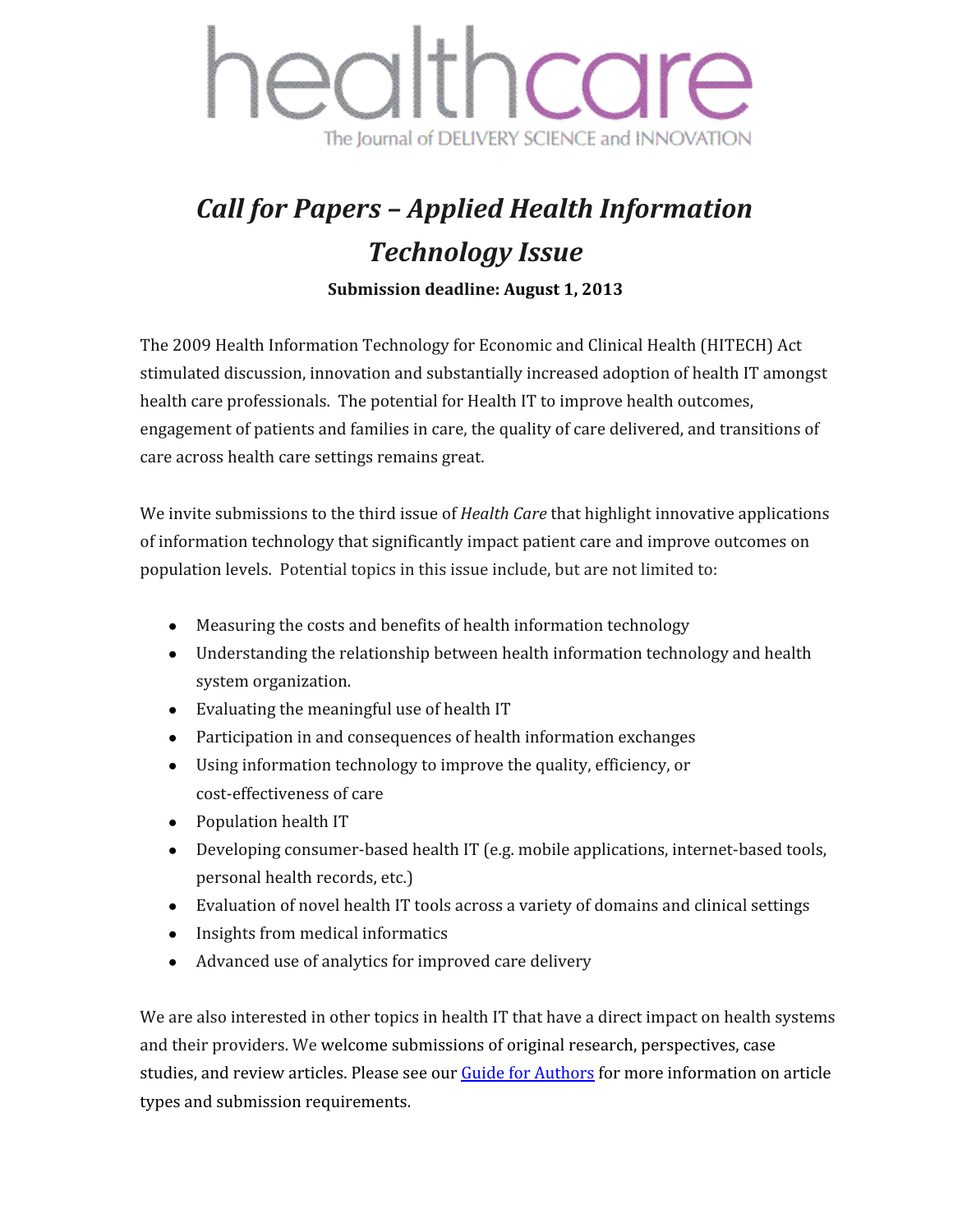healthcare

The Journal of DELIVERY SCIENCE and INNOVATION

# *Call for Papers – Applied Health Information Technology Issue*

**Submission deadline: August 1, 2013**

The 2009 Health Information Technology for Economic and Clinical Health (HITECH) Act stimulated discussion, innovation and substantially increased adoption of health IT amongst health care professionals. The potential for Health IT to improve health outcomes, engagement of patients and families in care, the quality of care delivered, and transitions of care across health care settings remains great.

We invite submissions to the third issue of *Health Care* that highlight innovative applications of information technology that significantly impact patient care and improve outcomes on population levels. Potential topics in this issue include, but are not limited to:

- Measuring the costs and benefits of health information technology
- Understanding the relationship between health information technology and health system organization.
- Evaluating the meaningful use of health IT
- Participation in and consequences of health information exchanges
- Using information technology to improve the quality, efficiency, or cost-effectiveness of care
- Population health IT
- Developing consumer-based health IT (e.g. mobile applications, internet-based tools, personal health records, etc.)
- Evaluation of novel health IT tools across a variety of domains and clinical settings
- Insights from medical informatics
- Advanced use of analytics for improved care delivery

We are also interested in other topics in health IT that have a direct impact on health systems and their providers. We welcome submissions of original research, perspectives, case studies, and review articles. Please see our Guide for Authors for more information on article types and submission requirements.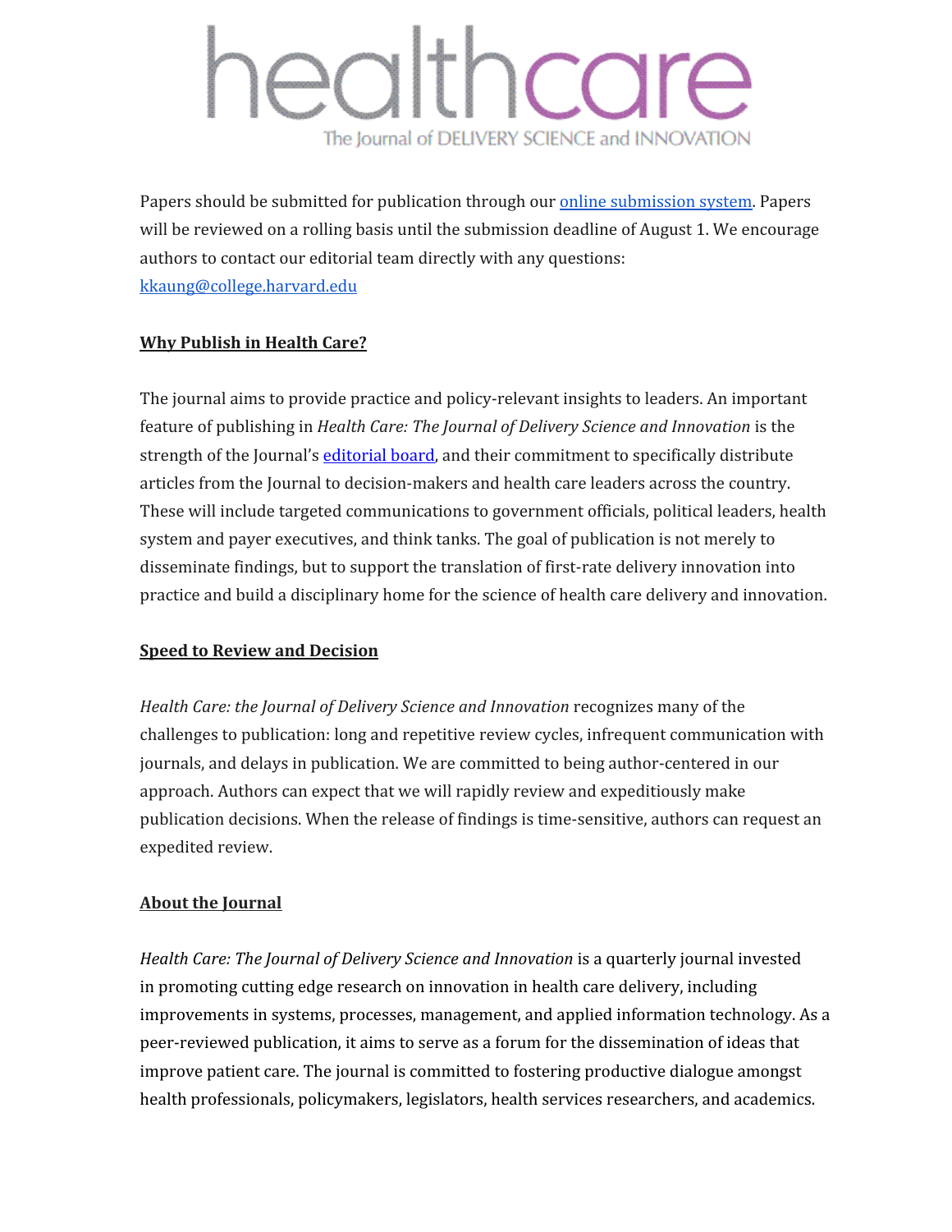# healthcare

The Journal of DELIVERY SCIENCE and INNOVATION

Papers should be submitted for publication through our online submission system. Papers will be reviewed on a rolling basis until the submission deadline of August 1. We encourage authors to contact our editorial team directly with any questions: kkaung@college.harvard.edu

## Why Publish in Health Care?

The journal aims to provide practice and policy-relevant insights to leaders. An important feature of publishing in *Health Care: The Journal of Delivery Science and Innovation* is the strength of the Journal's editorial board, and their commitment to specifically distribute articles from the Journal to decision-makers and health care leaders across the country. These will include targeted communications to government officials, political leaders, health system and payer executives, and think tanks. The goal of publication is not merely to disseminate findings, but to support the translation of first-rate delivery innovation into practice and build a disciplinary home for the science of health care delivery and innovation.

## Speed to Review and Decision

*Health Care: the Journal of Delivery Science and Innovation* recognizes many of the challenges to publication: long and repetitive review cycles, infrequent communication with journals, and delays in publication. We are committed to being author-centered in our approach. Authors can expect that we will rapidly review and expeditiously make publication decisions. When the release of findings is time-sensitive, authors can request an expedited review.

## About the Journal

*Health Care: The Journal of Delivery Science and Innovation* is a quarterly journal invested in promoting cutting edge research on innovation in health care delivery, including improvements in systems, processes, management, and applied information technology. As a peer-reviewed publication, it aims to serve as a forum for the dissemination of ideas that improve patient care. The journal is committed to fostering productive dialogue amongst health professionals, policymakers, legislators, health services researchers, and academics.